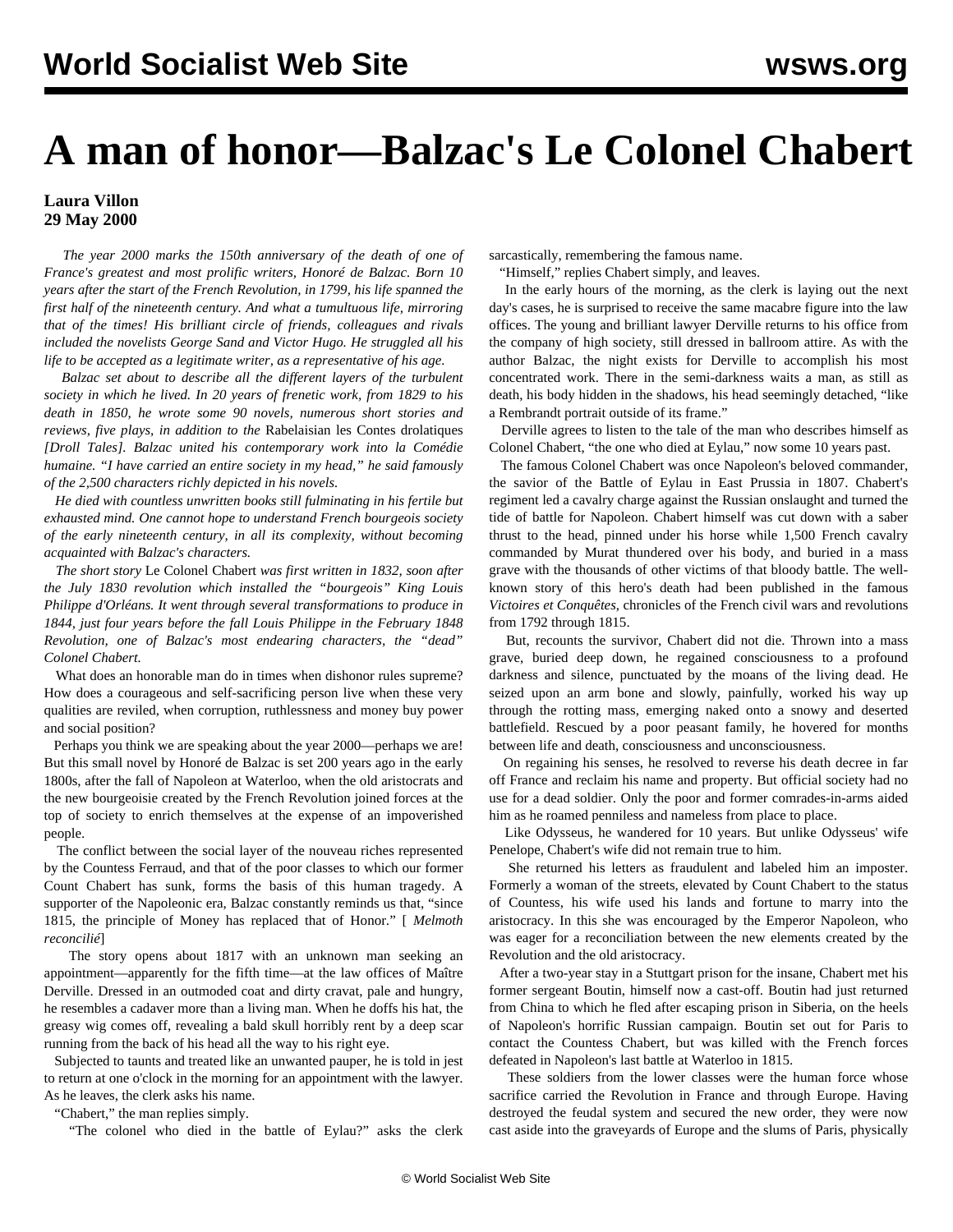# A man of honor—Balzac's Le Colonel Chabert

**Laura Villon**
**29 May 2000**

*The year 2000 marks the 150th anniversary of the death of one of France's greatest and most prolific writers, Honoré de Balzac. Born 10 years after the start of the French Revolution, in 1799, his life spanned the first half of the nineteenth century. And what a tumultuous life, mirroring that of the times! His brilliant circle of friends, colleagues and rivals included the novelists George Sand and Victor Hugo. He struggled all his life to be accepted as a legitimate writer, as a representative of his age.*

*Balzac set about to describe all the different layers of the turbulent society in which he lived. In 20 years of frenetic work, from 1829 to his death in 1850, he wrote some 90 novels, numerous short stories and reviews, five plays, in addition to the* Rabelaisian les Contes drolatiques *[Droll Tales]. Balzac united his contemporary work into la Comédie humaine. "I have carried an entire society in my head," he said famously of the 2,500 characters richly depicted in his novels.*

*He died with countless unwritten books still fulminating in his fertile but exhausted mind. One cannot hope to understand French bourgeois society of the early nineteenth century, in all its complexity, without becoming acquainted with Balzac's characters.*

*The short story* Le Colonel Chabert *was first written in 1832, soon after the July 1830 revolution which installed the "bourgeois" King Louis Philippe d'Orléans. It went through several transformations to produce in 1844, just four years before the fall Louis Philippe in the February 1848 Revolution, one of Balzac's most endearing characters, the "dead" Colonel Chabert.*

What does an honorable man do in times when dishonor rules supreme? How does a courageous and self-sacrificing person live when these very qualities are reviled, when corruption, ruthlessness and money buy power and social position?

Perhaps you think we are speaking about the year 2000—perhaps we are! But this small novel by Honoré de Balzac is set 200 years ago in the early 1800s, after the fall of Napoleon at Waterloo, when the old aristocrats and the new bourgeoisie created by the French Revolution joined forces at the top of society to enrich themselves at the expense of an impoverished people.

The conflict between the social layer of the nouveau riches represented by the Countess Ferraud, and that of the poor classes to which our former Count Chabert has sunk, forms the basis of this human tragedy. A supporter of the Napoleonic era, Balzac constantly reminds us that, "since 1815, the principle of Money has replaced that of Honor." [ *Melmoth reconcilié*]

The story opens about 1817 with an unknown man seeking an appointment—apparently for the fifth time—at the law offices of Maître Derville. Dressed in an outmoded coat and dirty cravat, pale and hungry, he resembles a cadaver more than a living man. When he doffs his hat, the greasy wig comes off, revealing a bald skull horribly rent by a deep scar running from the back of his head all the way to his right eye.

Subjected to taunts and treated like an unwanted pauper, he is told in jest to return at one o'clock in the morning for an appointment with the lawyer. As he leaves, the clerk asks his name.

"Chabert," the man replies simply.

"The colonel who died in the battle of Eylau?" asks the clerk sarcastically, remembering the famous name.

"Himself," replies Chabert simply, and leaves.

In the early hours of the morning, as the clerk is laying out the next day's cases, he is surprised to receive the same macabre figure into the law offices. The young and brilliant lawyer Derville returns to his office from the company of high society, still dressed in ballroom attire. As with the author Balzac, the night exists for Derville to accomplish his most concentrated work. There in the semi-darkness waits a man, as still as death, his body hidden in the shadows, his head seemingly detached, "like a Rembrandt portrait outside of its frame."

Derville agrees to listen to the tale of the man who describes himself as Colonel Chabert, "the one who died at Eylau," now some 10 years past.

The famous Colonel Chabert was once Napoleon's beloved commander, the savior of the Battle of Eylau in East Prussia in 1807. Chabert's regiment led a cavalry charge against the Russian onslaught and turned the tide of battle for Napoleon. Chabert himself was cut down with a saber thrust to the head, pinned under his horse while 1,500 French cavalry commanded by Murat thundered over his body, and buried in a mass grave with the thousands of other victims of that bloody battle. The well-known story of this hero's death had been published in the famous *Victoires et Conquêtes*, chronicles of the French civil wars and revolutions from 1792 through 1815.

But, recounts the survivor, Chabert did not die. Thrown into a mass grave, buried deep down, he regained consciousness to a profound darkness and silence, punctuated by the moans of the living dead. He seized upon an arm bone and slowly, painfully, worked his way up through the rotting mass, emerging naked onto a snowy and deserted battlefield. Rescued by a poor peasant family, he hovered for months between life and death, consciousness and unconsciousness.

On regaining his senses, he resolved to reverse his death decree in far off France and reclaim his name and property. But official society had no use for a dead soldier. Only the poor and former comrades-in-arms aided him as he roamed penniless and nameless from place to place.

Like Odysseus, he wandered for 10 years. But unlike Odysseus' wife Penelope, Chabert's wife did not remain true to him.

She returned his letters as fraudulent and labeled him an imposter. Formerly a woman of the streets, elevated by Count Chabert to the status of Countess, his wife used his lands and fortune to marry into the aristocracy. In this she was encouraged by the Emperor Napoleon, who was eager for a reconciliation between the new elements created by the Revolution and the old aristocracy.

After a two-year stay in a Stuttgart prison for the insane, Chabert met his former sergeant Boutin, himself now a cast-off. Boutin had just returned from China to which he fled after escaping prison in Siberia, on the heels of Napoleon's horrific Russian campaign. Boutin set out for Paris to contact the Countess Chabert, but was killed with the French forces defeated in Napoleon's last battle at Waterloo in 1815.

These soldiers from the lower classes were the human force whose sacrifice carried the Revolution in France and through Europe. Having destroyed the feudal system and secured the new order, they were now cast aside into the graveyards of Europe and the slums of Paris, physically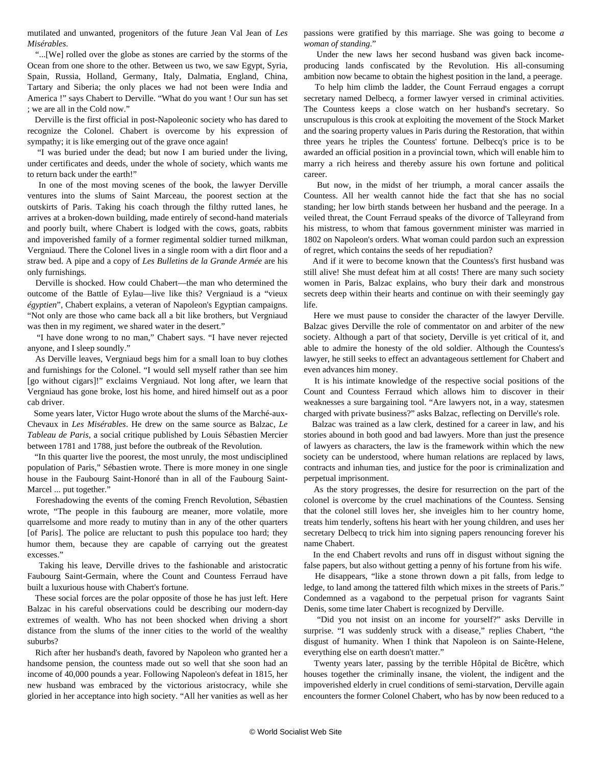mutilated and unwanted, progenitors of the future Jean Val Jean of *Les Misérables*.

"...[We] rolled over the globe as stones are carried by the storms of the Ocean from one shore to the other. Between us two, we saw Egypt, Syria, Spain, Russia, Holland, Germany, Italy, Dalmatia, England, China, Tartary and Siberia; the only places we had not been were India and America !" says Chabert to Derville. "What do you want ! Our sun has set ; we are all in the Cold now."

Derville is the first official in post-Napoleonic society who has dared to recognize the Colonel. Chabert is overcome by his expression of sympathy; it is like emerging out of the grave once again!

"I was buried under the dead; but now I am buried under the living, under certificates and deeds, under the whole of society, which wants me to return back under the earth!"

In one of the most moving scenes of the book, the lawyer Derville ventures into the slums of Saint Marceau, the poorest section at the outskirts of Paris. Taking his coach through the filthy rutted lanes, he arrives at a broken-down building, made entirely of second-hand materials and poorly built, where Chabert is lodged with the cows, goats, rabbits and impoverished family of a former regimental soldier turned milkman, Vergniaud. There the Colonel lives in a single room with a dirt floor and a straw bed. A pipe and a copy of *Les Bulletins de la Grande Armée* are his only furnishings.

Derville is shocked. How could Chabert—the man who determined the outcome of the Battle of Eylau—live like this? Vergniaud is a "vieux *égyptien*", Chabert explains, a veteran of Napoleon's Egyptian campaigns. "Not only are those who came back all a bit like brothers, but Vergniaud was then in my regiment, we shared water in the desert."

"I have done wrong to no man," Chabert says. "I have never rejected anyone, and I sleep soundly."

As Derville leaves, Vergniaud begs him for a small loan to buy clothes and furnishings for the Colonel. "I would sell myself rather than see him [go without cigars]!" exclaims Vergniaud. Not long after, we learn that Vergniaud has gone broke, lost his home, and hired himself out as a poor cab driver.

Some years later, Victor Hugo wrote about the slums of the Marché-aux-Chevaux in *Les Misérables*. He drew on the same source as Balzac, *Le Tableau de Paris*, a social critique published by Louis Sébastien Mercier between 1781 and 1788, just before the outbreak of the Revolution.

"In this quarter live the poorest, the most unruly, the most undisciplined population of Paris," Sébastien wrote. There is more money in one single house in the Faubourg Saint-Honoré than in all of the Faubourg Saint-Marcel ... put together."

Foreshadowing the events of the coming French Revolution, Sébastien wrote, "The people in this faubourg are meaner, more volatile, more quarrelsome and more ready to mutiny than in any of the other quarters [of Paris]. The police are reluctant to push this populace too hard; they humor them, because they are capable of carrying out the greatest excesses."

Taking his leave, Derville drives to the fashionable and aristocratic Faubourg Saint-Germain, where the Count and Countess Ferraud have built a luxurious house with Chabert's fortune.

These social forces are the polar opposite of those he has just left. Here Balzac in his careful observations could be describing our modern-day extremes of wealth. Who has not been shocked when driving a short distance from the slums of the inner cities to the world of the wealthy suburbs?

Rich after her husband's death, favored by Napoleon who granted her a handsome pension, the countess made out so well that she soon had an income of 40,000 pounds a year. Following Napoleon's defeat in 1815, her new husband was embraced by the victorious aristocracy, while she gloried in her acceptance into high society. "All her vanities as well as her passions were gratified by this marriage. She was going to become *a woman of standing*."

Under the new laws her second husband was given back income-producing lands confiscated by the Revolution. His all-consuming ambition now became to obtain the highest position in the land, a peerage.

To help him climb the ladder, the Count Ferraud engages a corrupt secretary named Delbecq, a former lawyer versed in criminal activities. The Countess keeps a close watch on her husband's secretary. So unscrupulous is this crook at exploiting the movement of the Stock Market and the soaring property values in Paris during the Restoration, that within three years he triples the Countess' fortune. Delbecq's price is to be awarded an official position in a provincial town, which will enable him to marry a rich heiress and thereby assure his own fortune and political career.

But now, in the midst of her triumph, a moral cancer assails the Countess. All her wealth cannot hide the fact that she has no social standing; her low birth stands between her husband and the peerage. In a veiled threat, the Count Ferraud speaks of the divorce of Talleyrand from his mistress, to whom that famous government minister was married in 1802 on Napoleon's orders. What woman could pardon such an expression of regret, which contains the seeds of her repudiation?

And if it were to become known that the Countess's first husband was still alive! She must defeat him at all costs! There are many such society women in Paris, Balzac explains, who bury their dark and monstrous secrets deep within their hearts and continue on with their seemingly gay life.

Here we must pause to consider the character of the lawyer Derville. Balzac gives Derville the role of commentator on and arbiter of the new society. Although a part of that society, Derville is yet critical of it, and able to admire the honesty of the old soldier. Although the Countess's lawyer, he still seeks to effect an advantageous settlement for Chabert and even advances him money.

It is his intimate knowledge of the respective social positions of the Count and Countess Ferraud which allows him to discover in their weaknesses a sure bargaining tool. "Are lawyers not, in a way, statesmen charged with private business?" asks Balzac, reflecting on Derville's role.

Balzac was trained as a law clerk, destined for a career in law, and his stories abound in both good and bad lawyers. More than just the presence of lawyers as characters, the law is the framework within which the new society can be understood, where human relations are replaced by laws, contracts and inhuman ties, and justice for the poor is criminalization and perpetual imprisonment.

As the story progresses, the desire for resurrection on the part of the colonel is overcome by the cruel machinations of the Countess. Sensing that the colonel still loves her, she inveigles him to her country home, treats him tenderly, softens his heart with her young children, and uses her secretary Delbecq to trick him into signing papers renouncing forever his name Chabert.

In the end Chabert revolts and runs off in disgust without signing the false papers, but also without getting a penny of his fortune from his wife.

He disappears, "like a stone thrown down a pit falls, from ledge to ledge, to land among the tattered filth which mixes in the streets of Paris." Condemned as a vagabond to the perpetual prison for vagrants Saint Denis, some time later Chabert is recognized by Derville.

"Did you not insist on an income for yourself?" asks Derville in surprise. "I was suddenly struck with a disease," replies Chabert, "the disgust of humanity. When I think that Napoleon is on Sainte-Helene, everything else on earth doesn't matter."

Twenty years later, passing by the terrible Hôpital de Bicêtre, which houses together the criminally insane, the violent, the indigent and the impoverished elderly in cruel conditions of semi-starvation, Derville again encounters the former Colonel Chabert, who has by now been reduced to a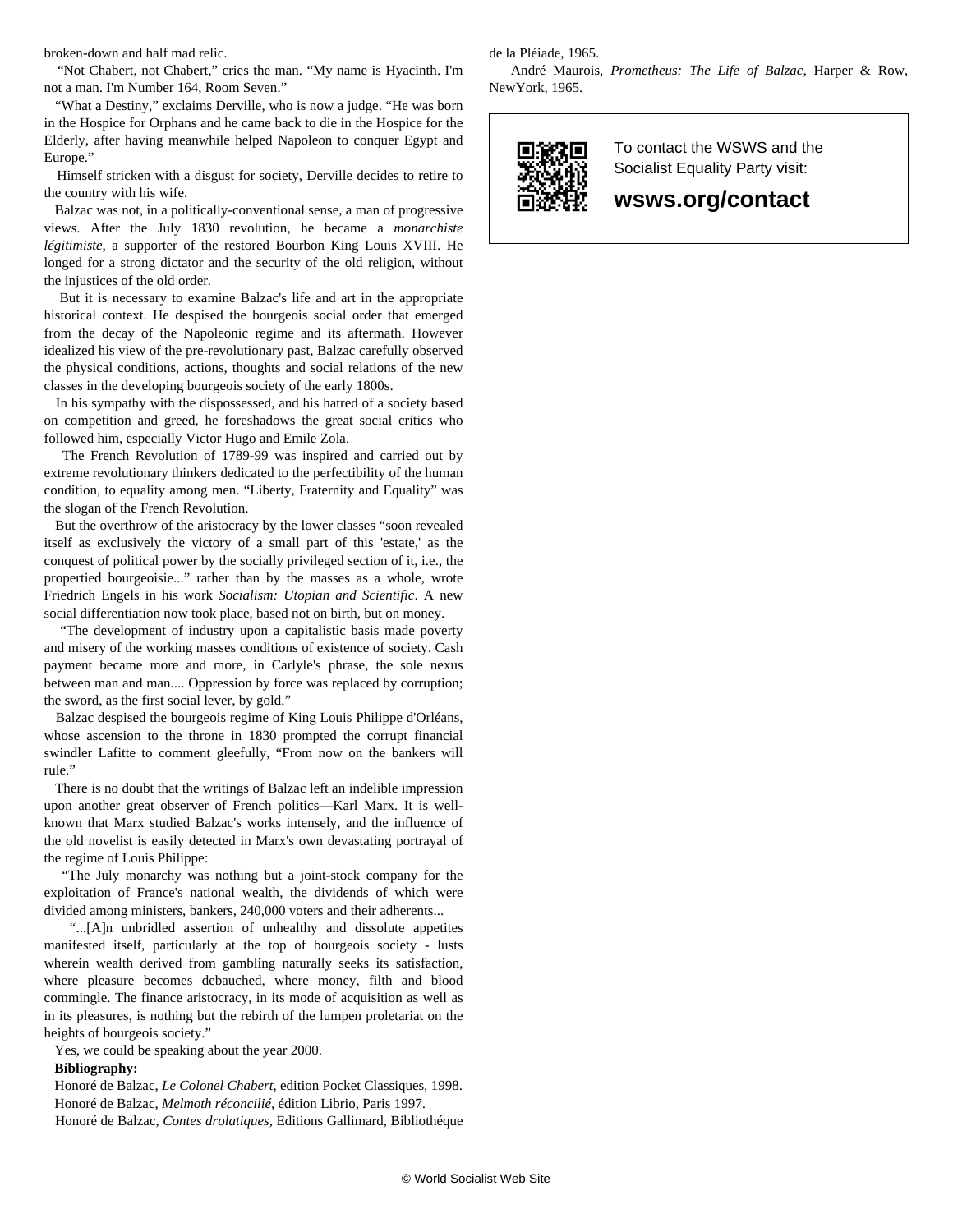broken-down and half mad relic.

"Not Chabert, not Chabert," cries the man. "My name is Hyacinth. I'm not a man. I'm Number 164, Room Seven."

"What a Destiny," exclaims Derville, who is now a judge. "He was born in the Hospice for Orphans and he came back to die in the Hospice for the Elderly, after having meanwhile helped Napoleon to conquer Egypt and Europe."

Himself stricken with a disgust for society, Derville decides to retire to the country with his wife.

Balzac was not, in a politically-conventional sense, a man of progressive views. After the July 1830 revolution, he became a *monarchiste légitimiste*, a supporter of the restored Bourbon King Louis XVIII. He longed for a strong dictator and the security of the old religion, without the injustices of the old order.

But it is necessary to examine Balzac's life and art in the appropriate historical context. He despised the bourgeois social order that emerged from the decay of the Napoleonic regime and its aftermath. However idealized his view of the pre-revolutionary past, Balzac carefully observed the physical conditions, actions, thoughts and social relations of the new classes in the developing bourgeois society of the early 1800s.

In his sympathy with the dispossessed, and his hatred of a society based on competition and greed, he foreshadows the great social critics who followed him, especially Victor Hugo and Emile Zola.

The French Revolution of 1789-99 was inspired and carried out by extreme revolutionary thinkers dedicated to the perfectibility of the human condition, to equality among men. "Liberty, Fraternity and Equality" was the slogan of the French Revolution.

But the overthrow of the aristocracy by the lower classes "soon revealed itself as exclusively the victory of a small part of this 'estate,' as the conquest of political power by the socially privileged section of it, i.e., the propertied bourgeoisie..." rather than by the masses as a whole, wrote Friedrich Engels in his work *Socialism: Utopian and Scientific*. A new social differentiation now took place, based not on birth, but on money.

"The development of industry upon a capitalistic basis made poverty and misery of the working masses conditions of existence of society. Cash payment became more and more, in Carlyle's phrase, the sole nexus between man and man.... Oppression by force was replaced by corruption; the sword, as the first social lever, by gold."

Balzac despised the bourgeois regime of King Louis Philippe d'Orléans, whose ascension to the throne in 1830 prompted the corrupt financial swindler Lafitte to comment gleefully, "From now on the bankers will rule."

There is no doubt that the writings of Balzac left an indelible impression upon another great observer of French politics—Karl Marx. It is well-known that Marx studied Balzac's works intensely, and the influence of the old novelist is easily detected in Marx's own devastating portrayal of the regime of Louis Philippe:

"The July monarchy was nothing but a joint-stock company for the exploitation of France's national wealth, the dividends of which were divided among ministers, bankers, 240,000 voters and their adherents...

"...[A]n unbridled assertion of unhealthy and dissolute appetites manifested itself, particularly at the top of bourgeois society - lusts wherein wealth derived from gambling naturally seeks its satisfaction, where pleasure becomes debauched, where money, filth and blood commingle. The finance aristocracy, in its mode of acquisition as well as in its pleasures, is nothing but the rebirth of the lumpen proletariat on the heights of bourgeois society."

Yes, we could be speaking about the year 2000.

**Bibliography:**

Honoré de Balzac, *Le Colonel Chabert,* edition Pocket Classiques, 1998.

Honoré de Balzac, *Melmoth réconcilié,* édition Librio, Paris 1997.

Honoré de Balzac, *Contes drolatiques,* Editions Gallimard, Bibliothéque de la Pléiade, 1965.

André Maurois, *Prometheus: The Life of Balzac,* Harper & Row, NewYork, 1965.

To contact the WSWS and the Socialist Equality Party visit:

**wsws.org/contact**